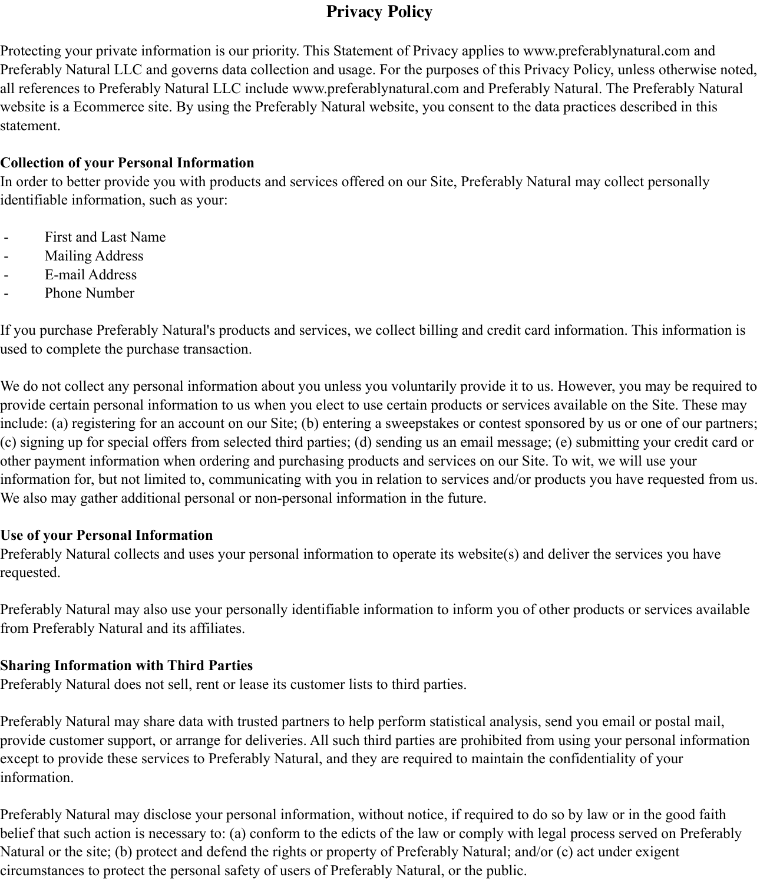# Privacy Policy

Protecting your private information is our priority. This Statement of Privacy applies to www.preferablynatural.com and Preferably Natural LLC and governs data collection and usage. For the purposes of this Privacy Policy, unless otherwise noted, all references to Preferably Natural LLC include www.preferablynatural.com and Preferably Natural. The Preferably Natural website is a Ecommerce site. By using the Preferably Natural website, you consent to the data practices described in this statement.

**Collection of your Personal Information**
In order to better provide you with products and services offered on our Site, Preferably Natural may collect personally identifiable information, such as your:

- First and Last Name
- Mailing Address
- E-mail Address
- Phone Number

If you purchase Preferably Natural's products and services, we collect billing and credit card information. This information is used to complete the purchase transaction.

We do not collect any personal information about you unless you voluntarily provide it to us. However, you may be required to provide certain personal information to us when you elect to use certain products or services available on the Site. These may include: (a) registering for an account on our Site; (b) entering a sweepstakes or contest sponsored by us or one of our partners; (c) signing up for special offers from selected third parties; (d) sending us an email message; (e) submitting your credit card or other payment information when ordering and purchasing products and services on our Site. To wit, we will use your information for, but not limited to, communicating with you in relation to services and/or products you have requested from us. We also may gather additional personal or non-personal information in the future.

**Use of your Personal Information**
Preferably Natural collects and uses your personal information to operate its website(s) and deliver the services you have requested.

Preferably Natural may also use your personally identifiable information to inform you of other products or services available from Preferably Natural and its affiliates.

**Sharing Information with Third Parties**
Preferably Natural does not sell, rent or lease its customer lists to third parties.

Preferably Natural may share data with trusted partners to help perform statistical analysis, send you email or postal mail, provide customer support, or arrange for deliveries. All such third parties are prohibited from using your personal information except to provide these services to Preferably Natural, and they are required to maintain the confidentiality of your information.

Preferably Natural may disclose your personal information, without notice, if required to do so by law or in the good faith belief that such action is necessary to: (a) conform to the edicts of the law or comply with legal process served on Preferably Natural or the site; (b) protect and defend the rights or property of Preferably Natural; and/or (c) act under exigent circumstances to protect the personal safety of users of Preferably Natural, or the public.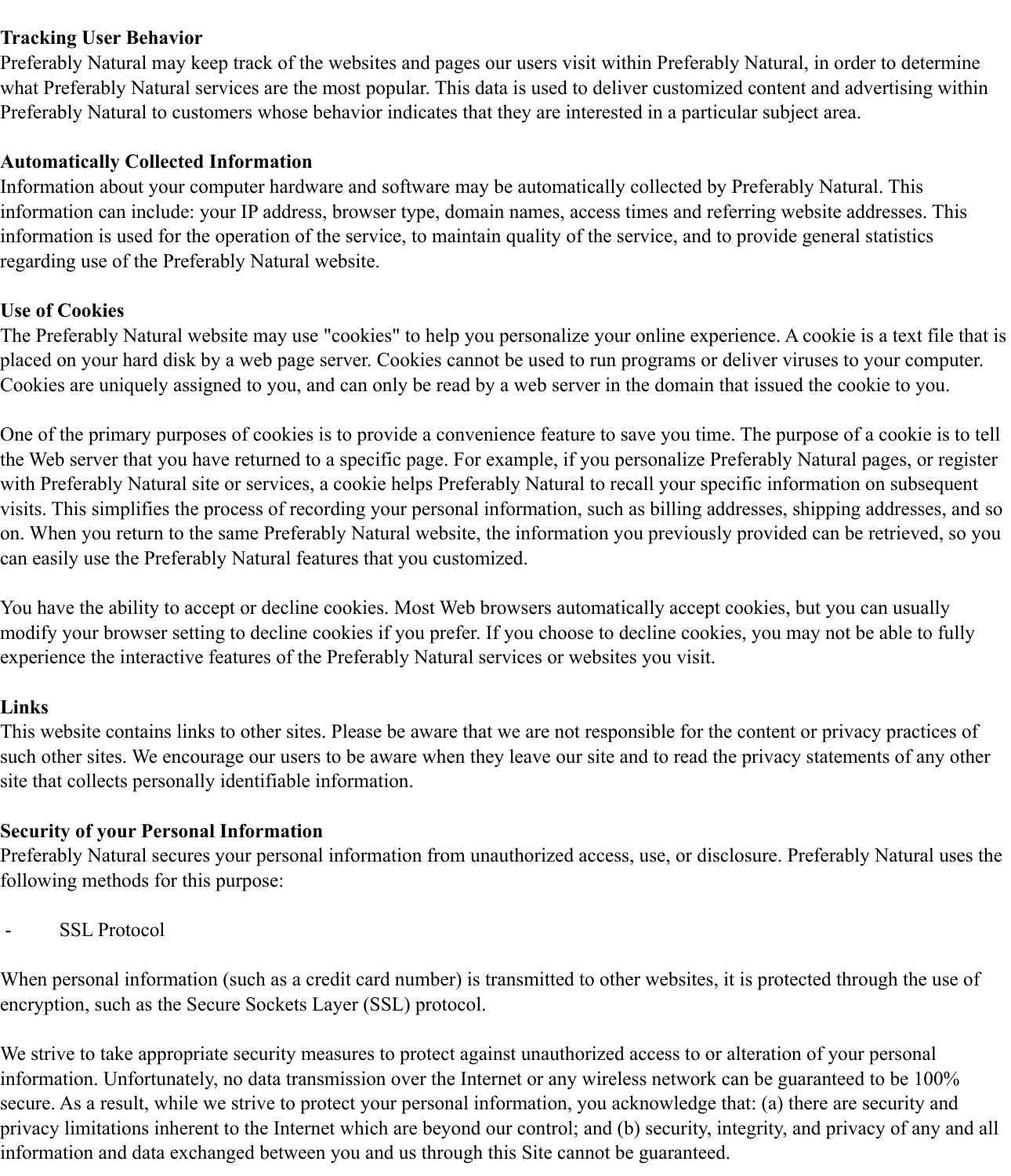**Tracking User Behavior**
Preferably Natural may keep track of the websites and pages our users visit within Preferably Natural, in order to determine what Preferably Natural services are the most popular. This data is used to deliver customized content and advertising within Preferably Natural to customers whose behavior indicates that they are interested in a particular subject area.

**Automatically Collected Information**
Information about your computer hardware and software may be automatically collected by Preferably Natural. This information can include: your IP address, browser type, domain names, access times and referring website addresses. This information is used for the operation of the service, to maintain quality of the service, and to provide general statistics regarding use of the Preferably Natural website.

**Use of Cookies**
The Preferably Natural website may use "cookies" to help you personalize your online experience. A cookie is a text file that is placed on your hard disk by a web page server. Cookies cannot be used to run programs or deliver viruses to your computer. Cookies are uniquely assigned to you, and can only be read by a web server in the domain that issued the cookie to you.

One of the primary purposes of cookies is to provide a convenience feature to save you time. The purpose of a cookie is to tell the Web server that you have returned to a specific page. For example, if you personalize Preferably Natural pages, or register with Preferably Natural site or services, a cookie helps Preferably Natural to recall your specific information on subsequent visits. This simplifies the process of recording your personal information, such as billing addresses, shipping addresses, and so on. When you return to the same Preferably Natural website, the information you previously provided can be retrieved, so you can easily use the Preferably Natural features that you customized.

You have the ability to accept or decline cookies. Most Web browsers automatically accept cookies, but you can usually modify your browser setting to decline cookies if you prefer. If you choose to decline cookies, you may not be able to fully experience the interactive features of the Preferably Natural services or websites you visit.

**Links**
This website contains links to other sites. Please be aware that we are not responsible for the content or privacy practices of such other sites. We encourage our users to be aware when they leave our site and to read the privacy statements of any other site that collects personally identifiable information.

**Security of your Personal Information**
Preferably Natural secures your personal information from unauthorized access, use, or disclosure. Preferably Natural uses the following methods for this purpose:

- SSL Protocol

When personal information (such as a credit card number) is transmitted to other websites, it is protected through the use of encryption, such as the Secure Sockets Layer (SSL) protocol.

We strive to take appropriate security measures to protect against unauthorized access to or alteration of your personal information. Unfortunately, no data transmission over the Internet or any wireless network can be guaranteed to be 100% secure. As a result, while we strive to protect your personal information, you acknowledge that: (a) there are security and privacy limitations inherent to the Internet which are beyond our control; and (b) security, integrity, and privacy of any and all information and data exchanged between you and us through this Site cannot be guaranteed.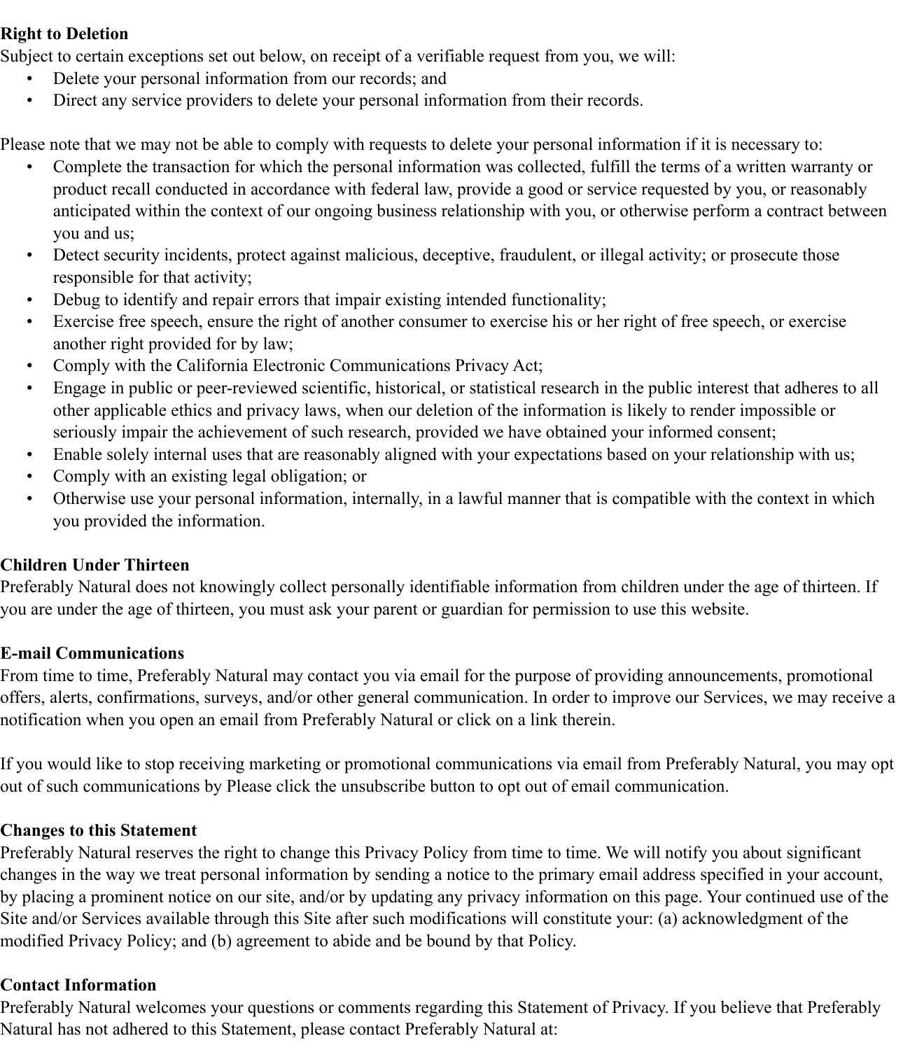**Right to Deletion**
Subject to certain exceptions set out below, on receipt of a verifiable request from you, we will:

- Delete your personal information from our records; and
- Direct any service providers to delete your personal information from their records.

Please note that we may not be able to comply with requests to delete your personal information if it is necessary to:

- Complete the transaction for which the personal information was collected, fulfill the terms of a written warranty or product recall conducted in accordance with federal law, provide a good or service requested by you, or reasonably anticipated within the context of our ongoing business relationship with you, or otherwise perform a contract between you and us;
- Detect security incidents, protect against malicious, deceptive, fraudulent, or illegal activity; or prosecute those responsible for that activity;
- Debug to identify and repair errors that impair existing intended functionality;
- Exercise free speech, ensure the right of another consumer to exercise his or her right of free speech, or exercise another right provided for by law;
- Comply with the California Electronic Communications Privacy Act;
- Engage in public or peer-reviewed scientific, historical, or statistical research in the public interest that adheres to all other applicable ethics and privacy laws, when our deletion of the information is likely to render impossible or seriously impair the achievement of such research, provided we have obtained your informed consent;
- Enable solely internal uses that are reasonably aligned with your expectations based on your relationship with us;
- Comply with an existing legal obligation; or
- Otherwise use your personal information, internally, in a lawful manner that is compatible with the context in which you provided the information.

**Children Under Thirteen**
Preferably Natural does not knowingly collect personally identifiable information from children under the age of thirteen. If you are under the age of thirteen, you must ask your parent or guardian for permission to use this website.

**E-mail Communications**
From time to time, Preferably Natural may contact you via email for the purpose of providing announcements, promotional offers, alerts, confirmations, surveys, and/or other general communication. In order to improve our Services, we may receive a notification when you open an email from Preferably Natural or click on a link therein.

If you would like to stop receiving marketing or promotional communications via email from Preferably Natural, you may opt out of such communications by Please click the unsubscribe button to opt out of email communication.

**Changes to this Statement**
Preferably Natural reserves the right to change this Privacy Policy from time to time. We will notify you about significant changes in the way we treat personal information by sending a notice to the primary email address specified in your account, by placing a prominent notice on our site, and/or by updating any privacy information on this page. Your continued use of the Site and/or Services available through this Site after such modifications will constitute your: (a) acknowledgment of the modified Privacy Policy; and (b) agreement to abide and be bound by that Policy.

**Contact Information**
Preferably Natural welcomes your questions or comments regarding this Statement of Privacy. If you believe that Preferably Natural has not adhered to this Statement, please contact Preferably Natural at: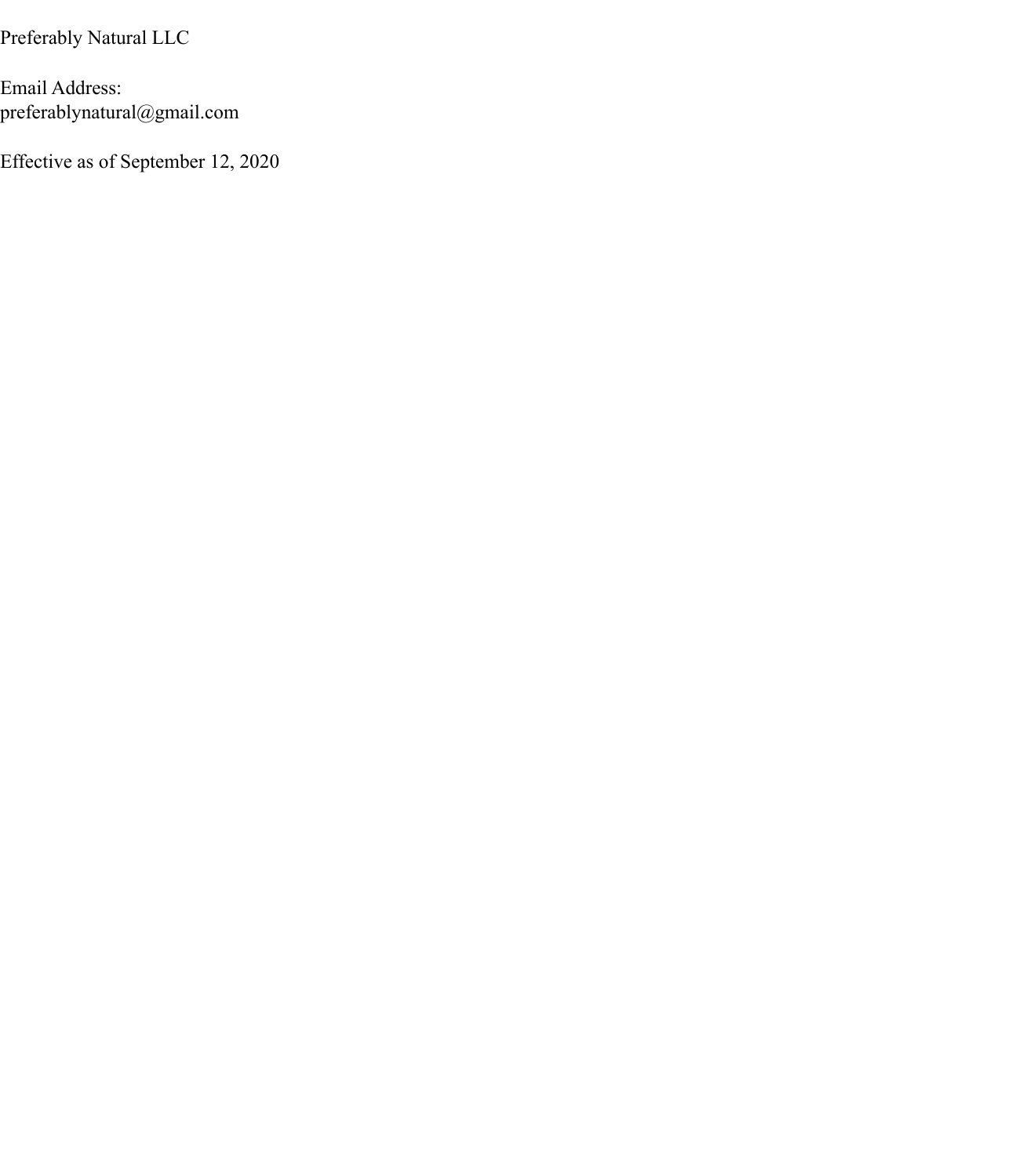Preferably Natural LLC

Email Address:
preferablynatural@gmail.com

Effective as of September 12, 2020